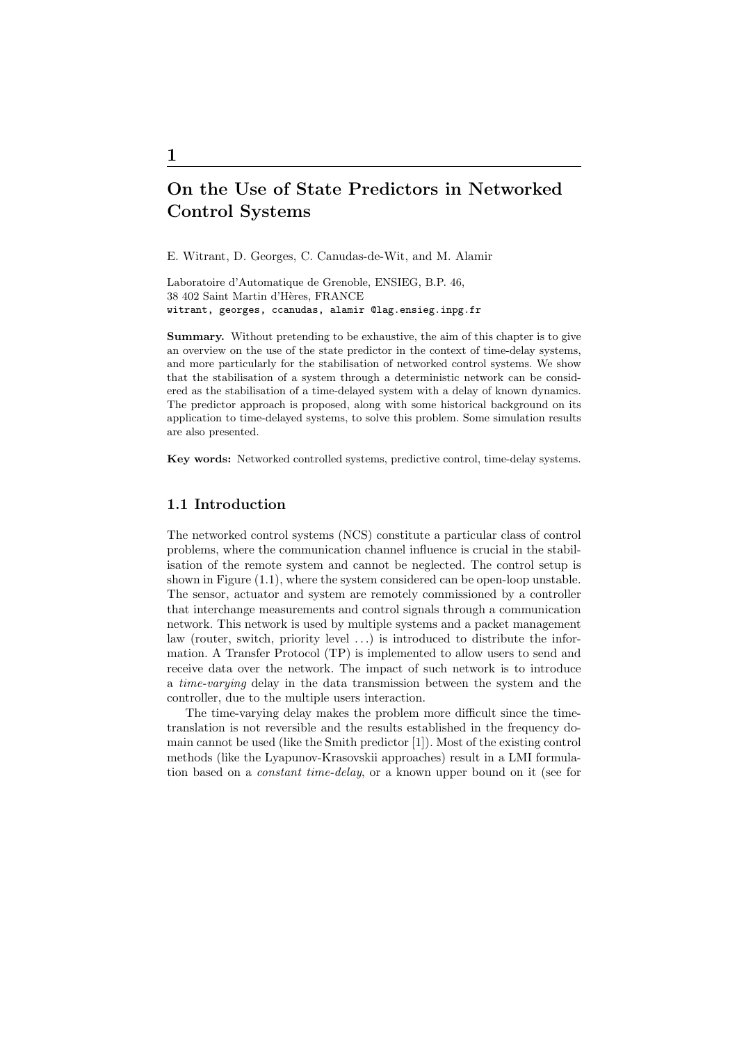# 1

## On the Use of State Predictors in Networked Control Systems

E. Witrant, D. Georges, C. Canudas-de-Wit, and M. Alamir

Laboratoire d'Automatique de Grenoble, ENSIEG, B.P. 46,
38 402 Saint Martin d'Hères, FRANCE
witrant, georges, ccanudas, alamir @lag.ensieg.inpg.fr

**Summary.** Without pretending to be exhaustive, the aim of this chapter is to give an overview on the use of the state predictor in the context of time-delay systems, and more particularly for the stabilisation of networked control systems. We show that the stabilisation of a system through a deterministic network can be considered as the stabilisation of a time-delayed system with a delay of known dynamics. The predictor approach is proposed, along with some historical background on its application to time-delayed systems, to solve this problem. Some simulation results are also presented.

**Key words:** Networked controlled systems, predictive control, time-delay systems.

### 1.1 Introduction

The networked control systems (NCS) constitute a particular class of control problems, where the communication channel influence is crucial in the stabilisation of the remote system and cannot be neglected. The control setup is shown in Figure (1.1), where the system considered can be open-loop unstable. The sensor, actuator and system are remotely commissioned by a controller that interchange measurements and control signals through a communication network. This network is used by multiple systems and a packet management law (router, switch, priority level ...) is introduced to distribute the information. A Transfer Protocol (TP) is implemented to allow users to send and receive data over the network. The impact of such network is to introduce a *time-varying* delay in the data transmission between the system and the controller, due to the multiple users interaction.

The time-varying delay makes the problem more difficult since the time-translation is not reversible and the results established in the frequency domain cannot be used (like the Smith predictor [1]). Most of the existing control methods (like the Lyapunov-Krasovskii approaches) result in a LMI formulation based on a *constant time-delay*, or a known upper bound on it (see for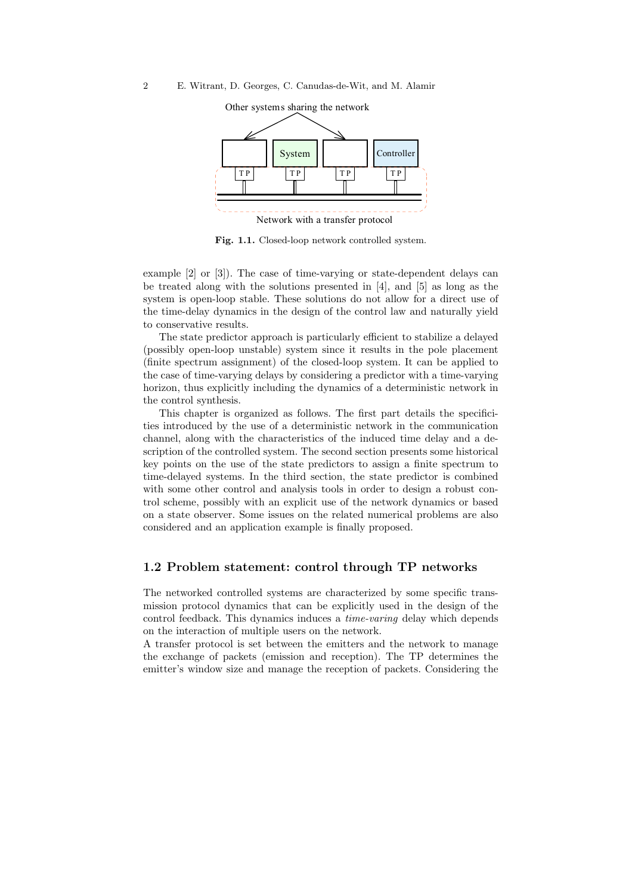Other systems sharing the network

System

Controller

T P

T P

T P

T P

Network with a transfer protocol

**Fig. 1.1.** Closed-loop network controlled system.

example [2] or [3]). The case of time-varying or state-dependent delays can be treated along with the solutions presented in [4], and [5] as long as the system is open-loop stable. These solutions do not allow for a direct use of the time-delay dynamics in the design of the control law and naturally yield to conservative results.

The state predictor approach is particularly efficient to stabilize a delayed (possibly open-loop unstable) system since it results in the pole placement (finite spectrum assignment) of the closed-loop system. It can be applied to the case of time-varying delays by considering a predictor with a time-varying horizon, thus explicitly including the dynamics of a deterministic network in the control synthesis.

This chapter is organized as follows. The first part details the specificities introduced by the use of a deterministic network in the communication channel, along with the characteristics of the induced time delay and a description of the controlled system. The second section presents some historical key points on the use of the state predictors to assign a finite spectrum to time-delayed systems. In the third section, the state predictor is combined with some other control and analysis tools in order to design a robust control scheme, possibly with an explicit use of the network dynamics or based on a state observer. Some issues on the related numerical problems are also considered and an application example is finally proposed.

## 1.2 Problem statement: control through TP networks

The networked controlled systems are characterized by some specific transmission protocol dynamics that can be explicitly used in the design of the control feedback. This dynamics induces a *time-varing* delay which depends on the interaction of multiple users on the network.
A transfer protocol is set between the emitters and the network to manage the exchange of packets (emission and reception). The TP determines the emitter's window size and manage the reception of packets. Considering the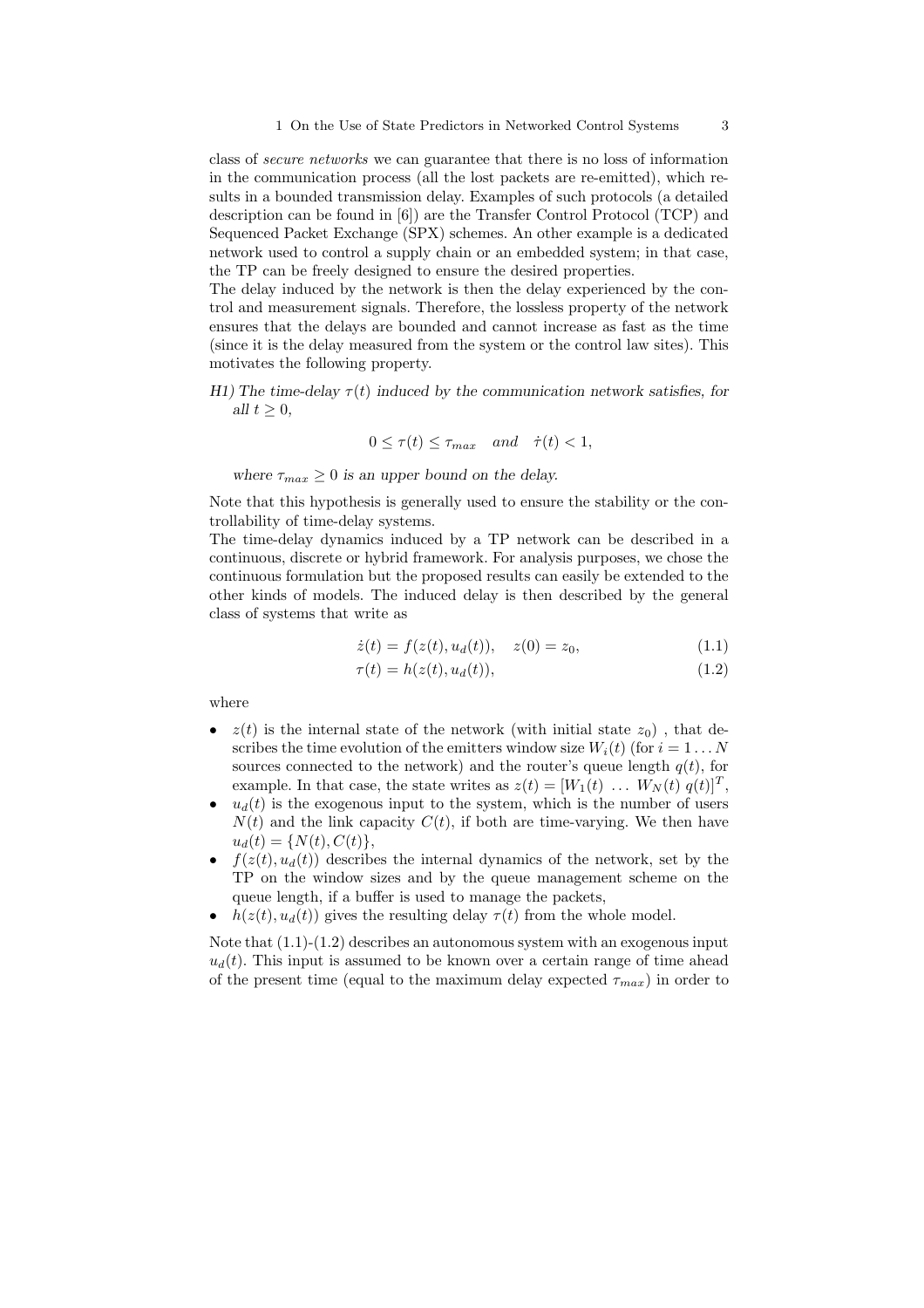class of *secure networks* we can guarantee that there is no loss of information in the communication process (all the lost packets are re-emitted), which results in a bounded transmission delay. Examples of such protocols (a detailed description can be found in [6]) are the Transfer Control Protocol (TCP) and Sequenced Packet Exchange (SPX) schemes. An other example is a dedicated network used to control a supply chain or an embedded system; in that case, the TP can be freely designed to ensure the desired properties.
The delay induced by the network is then the delay experienced by the control and measurement signals. Therefore, the lossless property of the network ensures that the delays are bounded and cannot increase as fast as the time (since it is the delay measured from the system or the control law sites). This motivates the following property.

*H1) The time-delay $\tau(t)$ induced by the communication network satisfies, for all $t \geq 0$,*

$$0 \leq \tau(t) \leq \tau_{max} \quad and \quad \dot{\tau}(t) < 1,$$

*where $\tau_{max} \geq 0$ is an upper bound on the delay.*

Note that this hypothesis is generally used to ensure the stability or the controllability of time-delay systems.
The time-delay dynamics induced by a TP network can be described in a continuous, discrete or hybrid framework. For analysis purposes, we chose the continuous formulation but the proposed results can easily be extended to the other kinds of models. The induced delay is then described by the general class of systems that write as

$$\dot{z}(t) = f(z(t), u_d(t)), \quad z(0) = z_0, \tag{1.1}$$

$$\tau(t) = h(z(t), u_d(t)), \tag{1.2}$$

where

- $z(t)$ is the internal state of the network (with initial state $z_0$) , that describes the time evolution of the emitters window size $W_i(t)$ (for $i = 1 \ldots N$ sources connected to the network) and the router's queue length $q(t)$, for example. In that case, the state writes as $z(t) = [W_1(t) \ \ldots \ W_N(t) \ q(t)]^T$,
- $u_d(t)$ is the exogenous input to the system, which is the number of users $N(t)$ and the link capacity $C(t)$, if both are time-varying. We then have $u_d(t) = \{N(t), C(t)\}$,
- $f(z(t), u_d(t))$ describes the internal dynamics of the network, set by the TP on the window sizes and by the queue management scheme on the queue length, if a buffer is used to manage the packets,
- $h(z(t), u_d(t))$ gives the resulting delay $\tau(t)$ from the whole model.

Note that (1.1)-(1.2) describes an autonomous system with an exogenous input $u_d(t)$. This input is assumed to be known over a certain range of time ahead of the present time (equal to the maximum delay expected $\tau_{max}$) in order to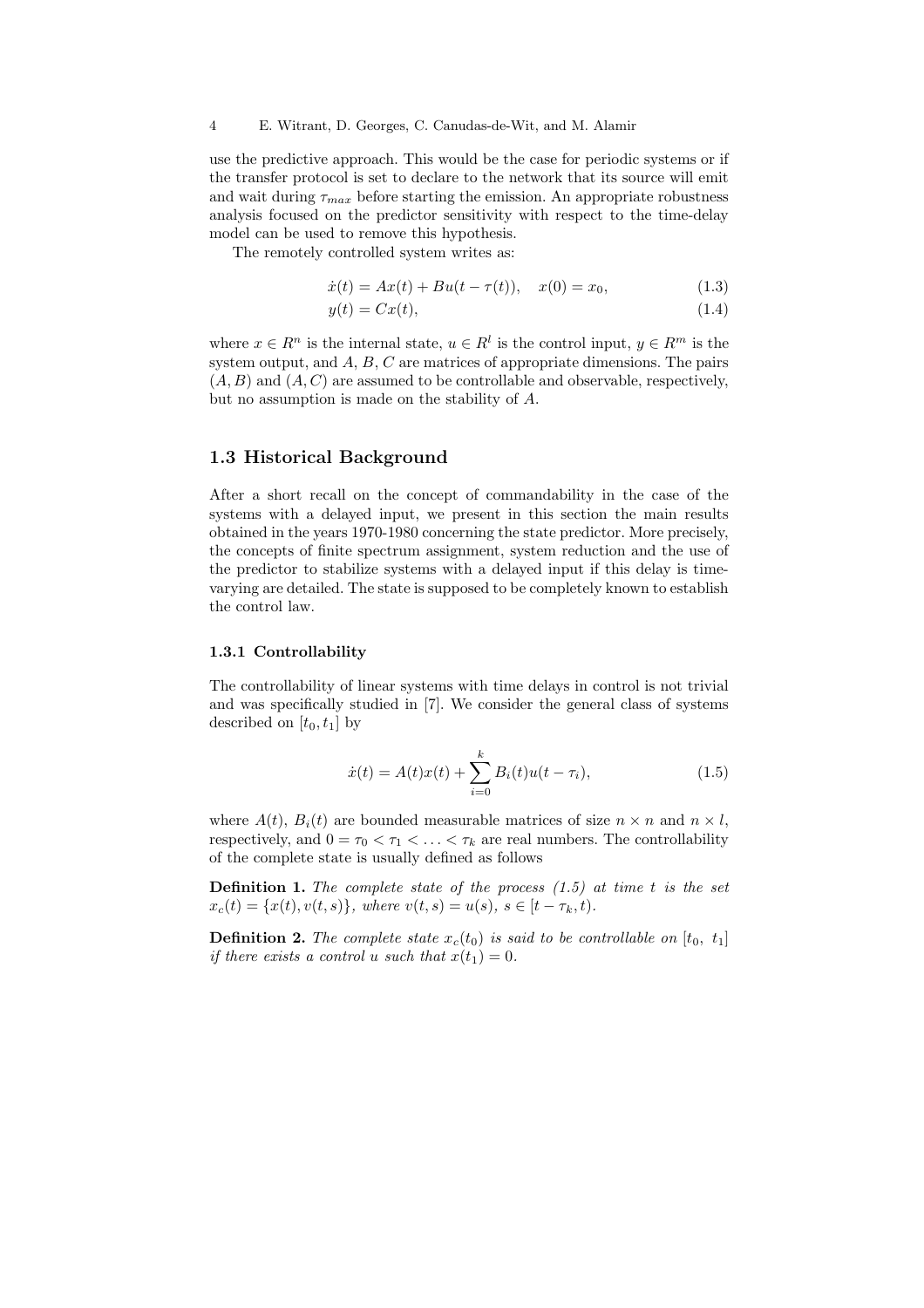use the predictive approach. This would be the case for periodic systems or if the transfer protocol is set to declare to the network that its source will emit and wait during $\tau_{max}$ before starting the emission. An appropriate robustness analysis focused on the predictor sensitivity with respect to the time-delay model can be used to remove this hypothesis.

The remotely controlled system writes as:

$$\dot{x}(t) = Ax(t) + Bu(t - \tau(t)), \quad x(0) = x_0, \tag{1.3}$$

$$y(t) = Cx(t), \tag{1.4}$$

where $x \in R^n$ is the internal state, $u \in R^l$ is the control input, $y \in R^m$ is the system output, and $A$, $B$, $C$ are matrices of appropriate dimensions. The pairs $(A, B)$ and $(A, C)$ are assumed to be controllable and observable, respectively, but no assumption is made on the stability of $A$.

## 1.3 Historical Background

After a short recall on the concept of commandability in the case of the systems with a delayed input, we present in this section the main results obtained in the years 1970-1980 concerning the state predictor. More precisely, the concepts of finite spectrum assignment, system reduction and the use of the predictor to stabilize systems with a delayed input if this delay is time-varying are detailed. The state is supposed to be completely known to establish the control law.

### 1.3.1 Controllability

The controllability of linear systems with time delays in control is not trivial and was specifically studied in [7]. We consider the general class of systems described on $[t_0, t_1]$ by

$$\dot{x}(t) = A(t)x(t) + \sum_{i=0}^{k} B_i(t)u(t - \tau_i), \tag{1.5}$$

where $A(t)$, $B_i(t)$ are bounded measurable matrices of size $n \times n$ and $n \times l$, respectively, and $0 = \tau_0 < \tau_1 < \ldots < \tau_k$ are real numbers. The controllability of the complete state is usually defined as follows

**Definition 1.** *The complete state of the process (1.5) at time $t$ is the set $x_c(t) = \{x(t), v(t, s)\}$, where $v(t, s) = u(s)$, $s \in [t - \tau_k, t)$.*

**Definition 2.** *The complete state $x_c(t_0)$ is said to be controllable on $[t_0,\ t_1]$ if there exists a control $u$ such that $x(t_1) = 0$.*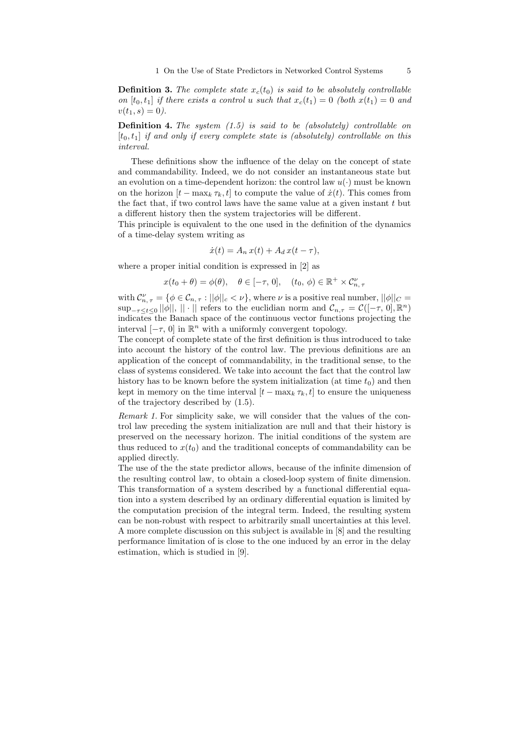**Definition 3.** *The complete state $x_c(t_0)$ is said to be absolutely controllable on $[t_0, t_1]$ if there exists a control $u$ such that $x_c(t_1) = 0$ (both $x(t_1) = 0$ and $v(t_1, s) = 0$).*

**Definition 4.** *The system (1.5) is said to be (absolutely) controllable on $[t_0, t_1]$ if and only if every complete state is (absolutely) controllable on this interval.*

These definitions show the influence of the delay on the concept of state and commandability. Indeed, we do not consider an instantaneous state but an evolution on a time-dependent horizon: the control law $u(\cdot)$ must be known on the horizon $[t - \max_k \tau_k, t]$ to compute the value of $\dot{x}(t)$. This comes from the fact that, if two control laws have the same value at a given instant $t$ but a different history then the system trajectories will be different.
This principle is equivalent to the one used in the definition of the dynamics of a time-delay system writing as

$$\dot{x}(t) = A_n\, x(t) + A_d\, x(t - \tau),$$

where a proper initial condition is expressed in [2] as

$$x(t_0 + \theta) = \phi(\theta), \quad \theta \in [-\tau,\, 0], \quad (t_0,\, \phi) \in \mathbb{R}^+ \times \mathcal{C}^{\nu}_{n,\,\tau}$$

with $\mathcal{C}^{\nu}_{n,\,\tau} = \{\phi \in \mathcal{C}_{n,\,\tau} : ||\phi||_c < \nu\}$, where $\nu$ is a positive real number, $||\phi||_C = \sup_{-\tau \leq t \leq 0} ||\phi||$, $||\cdot||$ refers to the euclidian norm and $\mathcal{C}_{n,\tau} = \mathcal{C}([-\tau,\, 0], \mathbb{R}^n)$ indicates the Banach space of the continuous vector functions projecting the interval $[-\tau,\, 0]$ in $\mathbb{R}^n$ with a uniformly convergent topology.
The concept of complete state of the first definition is thus introduced to take into account the history of the control law. The previous definitions are an application of the concept of commandability, in the traditional sense, to the class of systems considered. We take into account the fact that the control law history has to be known before the system initialization (at time $t_0$) and then kept in memory on the time interval $[t - \max_k \tau_k, t]$ to ensure the uniqueness of the trajectory described by (1.5).

*Remark 1.* For simplicity sake, we will consider that the values of the control law preceding the system initialization are null and that their history is preserved on the necessary horizon. The initial conditions of the system are thus reduced to $x(t_0)$ and the traditional concepts of commandability can be applied directly.
The use of the the state predictor allows, because of the infinite dimension of the resulting control law, to obtain a closed-loop system of finite dimension. This transformation of a system described by a functional differential equation into a system described by an ordinary differential equation is limited by the computation precision of the integral term. Indeed, the resulting system can be non-robust with respect to arbitrarily small uncertainties at this level. A more complete discussion on this subject is available in [8] and the resulting performance limitation of is close to the one induced by an error in the delay estimation, which is studied in [9].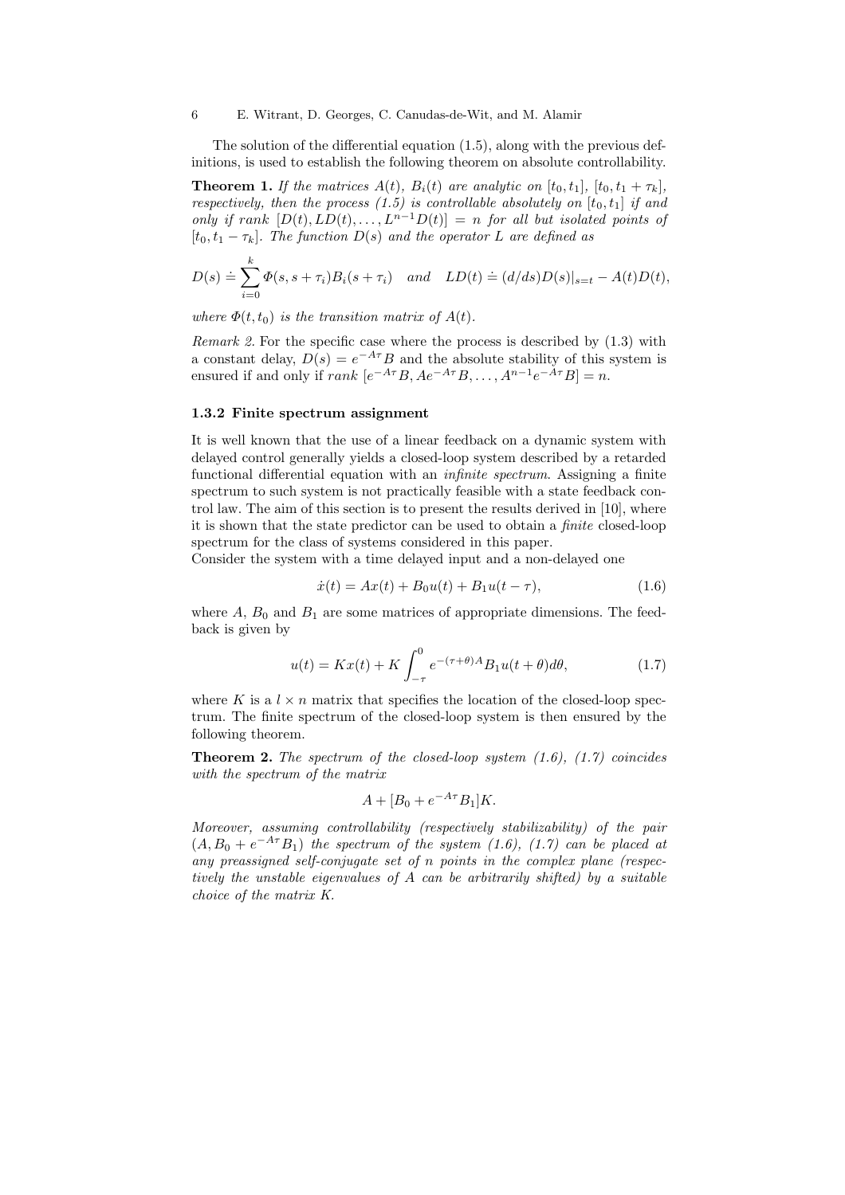The solution of the differential equation (1.5), along with the previous definitions, is used to establish the following theorem on absolute controllability.

**Theorem 1.** *If the matrices $A(t)$, $B_i(t)$ are analytic on $[t_0, t_1]$, $[t_0, t_1 + \tau_k]$, respectively, then the process (1.5) is controllable absolutely on $[t_0, t_1]$ if and only if rank $[D(t), LD(t), \ldots, L^{n-1}D(t)] = n$ for all but isolated points of $[t_0, t_1 - \tau_k]$. The function $D(s)$ and the operator $L$ are defined as*

$$D(s) \doteq \sum_{i=0}^{k} \Phi(s, s+\tau_i) B_i(s+\tau_i) \quad \textit{and} \quad LD(t) \doteq (d/ds)D(s)|_{s=t} - A(t)D(t),$$

*where $\Phi(t, t_0)$ is the transition matrix of $A(t)$.*

*Remark 2.* For the specific case where the process is described by (1.3) with a constant delay, $D(s) = e^{-A\tau}B$ and the absolute stability of this system is ensured if and only if $rank\ [e^{-A\tau}B, Ae^{-A\tau}B, \ldots, A^{n-1}e^{-A\tau}B] = n$.

### 1.3.2 Finite spectrum assignment

It is well known that the use of a linear feedback on a dynamic system with delayed control generally yields a closed-loop system described by a retarded functional differential equation with an *infinite spectrum*. Assigning a finite spectrum to such system is not practically feasible with a state feedback control law. The aim of this section is to present the results derived in [10], where it is shown that the state predictor can be used to obtain a *finite* closed-loop spectrum for the class of systems considered in this paper.

Consider the system with a time delayed input and a non-delayed one

$$\dot{x}(t) = Ax(t) + B_0 u(t) + B_1 u(t-\tau), \tag{1.6}$$

where $A$, $B_0$ and $B_1$ are some matrices of appropriate dimensions. The feedback is given by

$$u(t) = Kx(t) + K\int_{-\tau}^{0} e^{-(\tau+\theta)A} B_1 u(t+\theta) d\theta, \tag{1.7}$$

where $K$ is a $l \times n$ matrix that specifies the location of the closed-loop spectrum. The finite spectrum of the closed-loop system is then ensured by the following theorem.

**Theorem 2.** *The spectrum of the closed-loop system (1.6), (1.7) coincides with the spectrum of the matrix*

$$A + [B_0 + e^{-A\tau}B_1]K.$$

*Moreover, assuming controllability (respectively stabilizability) of the pair $(A, B_0 + e^{-A\tau}B_1)$ the spectrum of the system (1.6), (1.7) can be placed at any preassigned self-conjugate set of $n$ points in the complex plane (respectively the unstable eigenvalues of $A$ can be arbitrarily shifted) by a suitable choice of the matrix $K$.*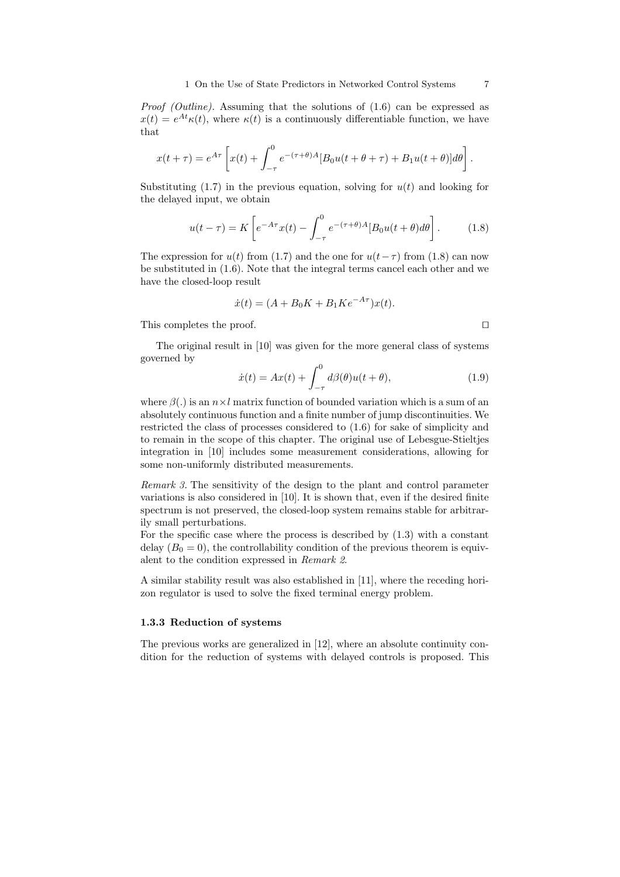*Proof (Outline).* Assuming that the solutions of (1.6) can be expressed as $x(t) = e^{At}\kappa(t)$, where $\kappa(t)$ is a continuously differentiable function, we have that

$$x(t+\tau) = e^{A\tau}\left[x(t) + \int_{-\tau}^{0} e^{-(\tau+\theta)A}[B_0 u(t+\theta+\tau) + B_1 u(t+\theta)]d\theta\right].$$

Substituting (1.7) in the previous equation, solving for $u(t)$ and looking for the delayed input, we obtain

$$u(t-\tau) = K\left[e^{-A\tau}x(t) - \int_{-\tau}^{0} e^{-(\tau+\theta)A}[B_0 u(t+\theta)d\theta\right]. \tag{1.8}$$

The expression for $u(t)$ from (1.7) and the one for $u(t-\tau)$ from (1.8) can now be substituted in (1.6). Note that the integral terms cancel each other and we have the closed-loop result

$$\dot{x}(t) = (A + B_0 K + B_1 K e^{-A\tau})x(t).$$

This completes the proof. □

The original result in [10] was given for the more general class of systems governed by

$$\dot{x}(t) = Ax(t) + \int_{-\tau}^{0} d\beta(\theta)u(t+\theta), \tag{1.9}$$

where $\beta(.)$ is an $n \times l$ matrix function of bounded variation which is a sum of an absolutely continuous function and a finite number of jump discontinuities. We restricted the class of processes considered to (1.6) for sake of simplicity and to remain in the scope of this chapter. The original use of Lebesgue-Stieltjes integration in [10] includes some measurement considerations, allowing for some non-uniformly distributed measurements.

*Remark 3.* The sensitivity of the design to the plant and control parameter variations is also considered in [10]. It is shown that, even if the desired finite spectrum is not preserved, the closed-loop system remains stable for arbitrarily small perturbations.
For the specific case where the process is described by (1.3) with a constant delay ($B_0 = 0$), the controllability condition of the previous theorem is equivalent to the condition expressed in *Remark 2*.

A similar stability result was also established in [11], where the receding horizon regulator is used to solve the fixed terminal energy problem.

### 1.3.3 Reduction of systems

The previous works are generalized in [12], where an absolute continuity condition for the reduction of systems with delayed controls is proposed. This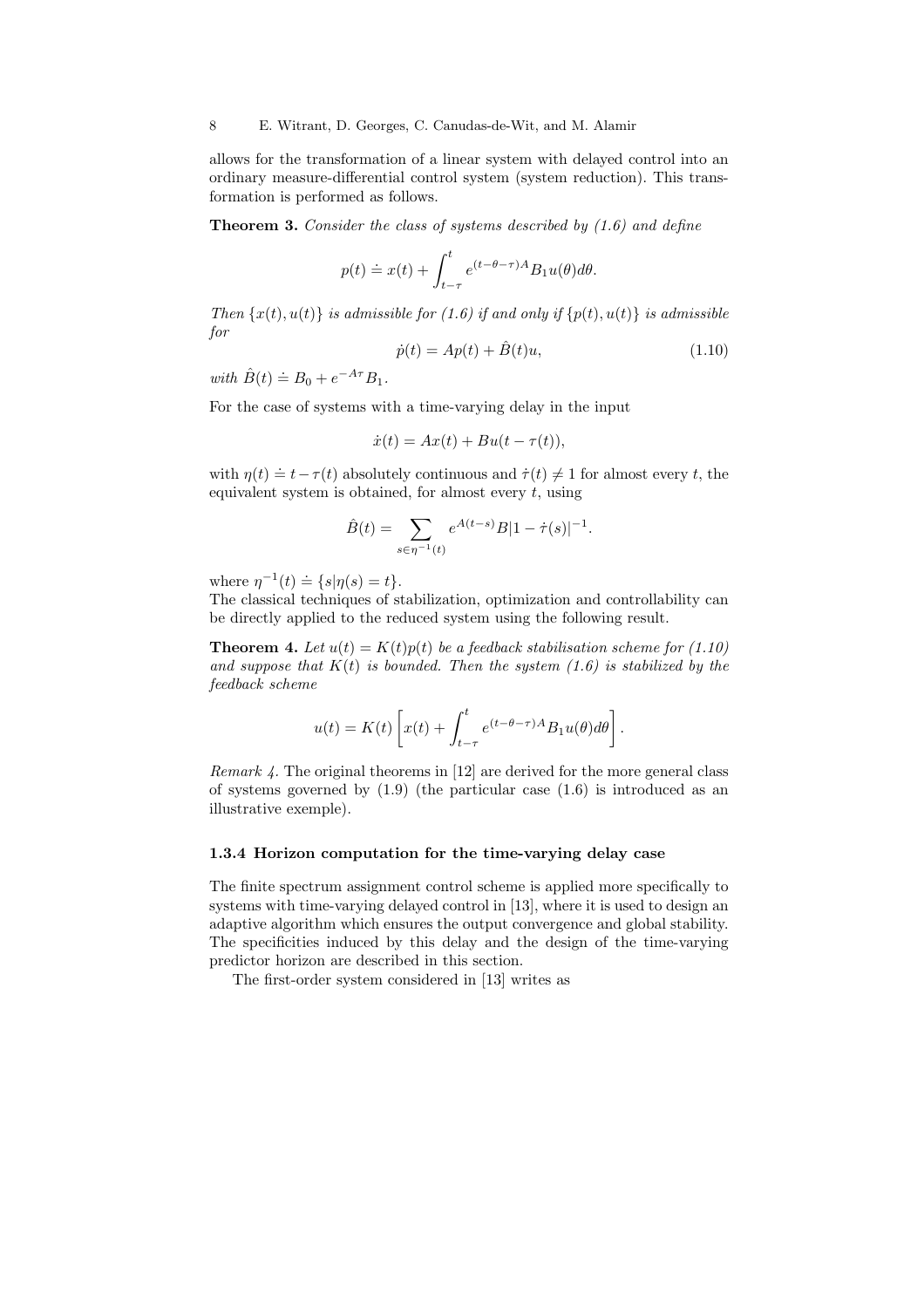allows for the transformation of a linear system with delayed control into an ordinary measure-differential control system (system reduction). This transformation is performed as follows.

**Theorem 3.** *Consider the class of systems described by (1.6) and define*

$$p(t) \doteq x(t) + \int_{t-\tau}^{t} e^{(t-\theta-\tau)A} B_1 u(\theta) d\theta.$$

*Then $\{x(t), u(t)\}$ is admissible for (1.6) if and only if $\{p(t), u(t)\}$ is admissible for*

$$\dot{p}(t) = Ap(t) + \hat{B}(t)u, \tag{1.10}$$

*with $\hat{B}(t) \doteq B_0 + e^{-A\tau} B_1$.*

For the case of systems with a time-varying delay in the input

$$\dot{x}(t) = Ax(t) + Bu(t - \tau(t)),$$

with $\eta(t) \doteq t - \tau(t)$ absolutely continuous and $\dot{\tau}(t) \neq 1$ for almost every $t$, the equivalent system is obtained, for almost every $t$, using

$$\hat{B}(t) = \sum_{s \in \eta^{-1}(t)} e^{A(t-s)} B |1 - \dot{\tau}(s)|^{-1}.$$

where $\eta^{-1}(t) \doteq \{s | \eta(s) = t\}$.
The classical techniques of stabilization, optimization and controllability can be directly applied to the reduced system using the following result.

**Theorem 4.** *Let $u(t) = K(t)p(t)$ be a feedback stabilisation scheme for (1.10) and suppose that $K(t)$ is bounded. Then the system (1.6) is stabilized by the feedback scheme*

$$u(t) = K(t) \left[ x(t) + \int_{t-\tau}^{t} e^{(t-\theta-\tau)A} B_1 u(\theta) d\theta \right].$$

*Remark 4.* The original theorems in [12] are derived for the more general class of systems governed by (1.9) (the particular case (1.6) is introduced as an illustrative exemple).

### 1.3.4 Horizon computation for the time-varying delay case

The finite spectrum assignment control scheme is applied more specifically to systems with time-varying delayed control in [13], where it is used to design an adaptive algorithm which ensures the output convergence and global stability. The specificities induced by this delay and the design of the time-varying predictor horizon are described in this section.

The first-order system considered in [13] writes as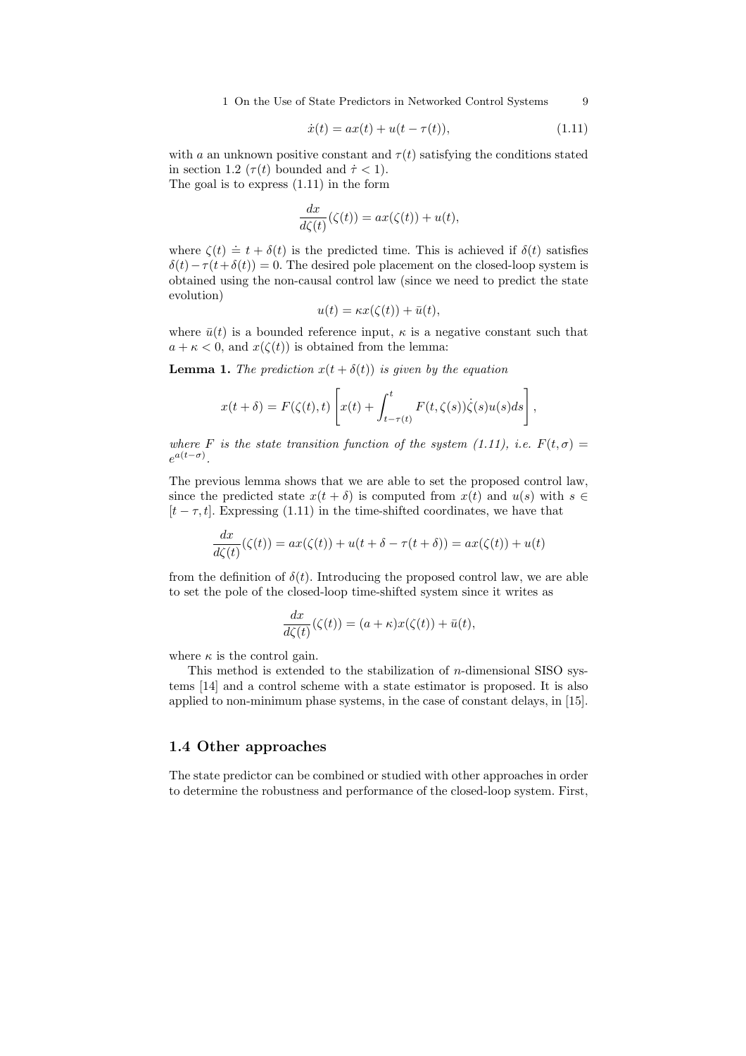$$\dot{x}(t) = ax(t) + u(t - \tau(t)), \tag{1.11}$$

with $a$ an unknown positive constant and $\tau(t)$ satisfying the conditions stated in section 1.2 ($\tau(t)$ bounded and $\dot{\tau} < 1$).
The goal is to express (1.11) in the form

$$\frac{dx}{d\zeta(t)}(\zeta(t)) = ax(\zeta(t)) + u(t),$$

where $\zeta(t) \doteq t + \delta(t)$ is the predicted time. This is achieved if $\delta(t)$ satisfies $\delta(t) - \tau(t + \delta(t)) = 0$. The desired pole placement on the closed-loop system is obtained using the non-causal control law (since we need to predict the state evolution)

$$u(t) = \kappa x(\zeta(t)) + \bar{u}(t),$$

where $\bar{u}(t)$ is a bounded reference input, $\kappa$ is a negative constant such that $a + \kappa < 0$, and $x(\zeta(t))$ is obtained from the lemma:

**Lemma 1.** *The prediction $x(t + \delta(t))$ is given by the equation*

$$x(t + \delta) = F(\zeta(t), t) \left[ x(t) + \int_{t-\tau(t)}^{t} F(t, \zeta(s)) \dot{\zeta}(s) u(s) ds \right],$$

*where $F$ is the state transition function of the system (1.11), i.e. $F(t, \sigma) = e^{a(t-\sigma)}$.*

The previous lemma shows that we are able to set the proposed control law, since the predicted state $x(t + \delta)$ is computed from $x(t)$ and $u(s)$ with $s \in [t - \tau, t]$. Expressing (1.11) in the time-shifted coordinates, we have that

$$\frac{dx}{d\zeta(t)}(\zeta(t)) = ax(\zeta(t)) + u(t + \delta - \tau(t + \delta)) = ax(\zeta(t)) + u(t)$$

from the definition of $\delta(t)$. Introducing the proposed control law, we are able to set the pole of the closed-loop time-shifted system since it writes as

$$\frac{dx}{d\zeta(t)}(\zeta(t)) = (a + \kappa)x(\zeta(t)) + \bar{u}(t),$$

where $\kappa$ is the control gain.

This method is extended to the stabilization of $n$-dimensional SISO systems [14] and a control scheme with a state estimator is proposed. It is also applied to non-minimum phase systems, in the case of constant delays, in [15].

## 1.4 Other approaches

The state predictor can be combined or studied with other approaches in order to determine the robustness and performance of the closed-loop system. First,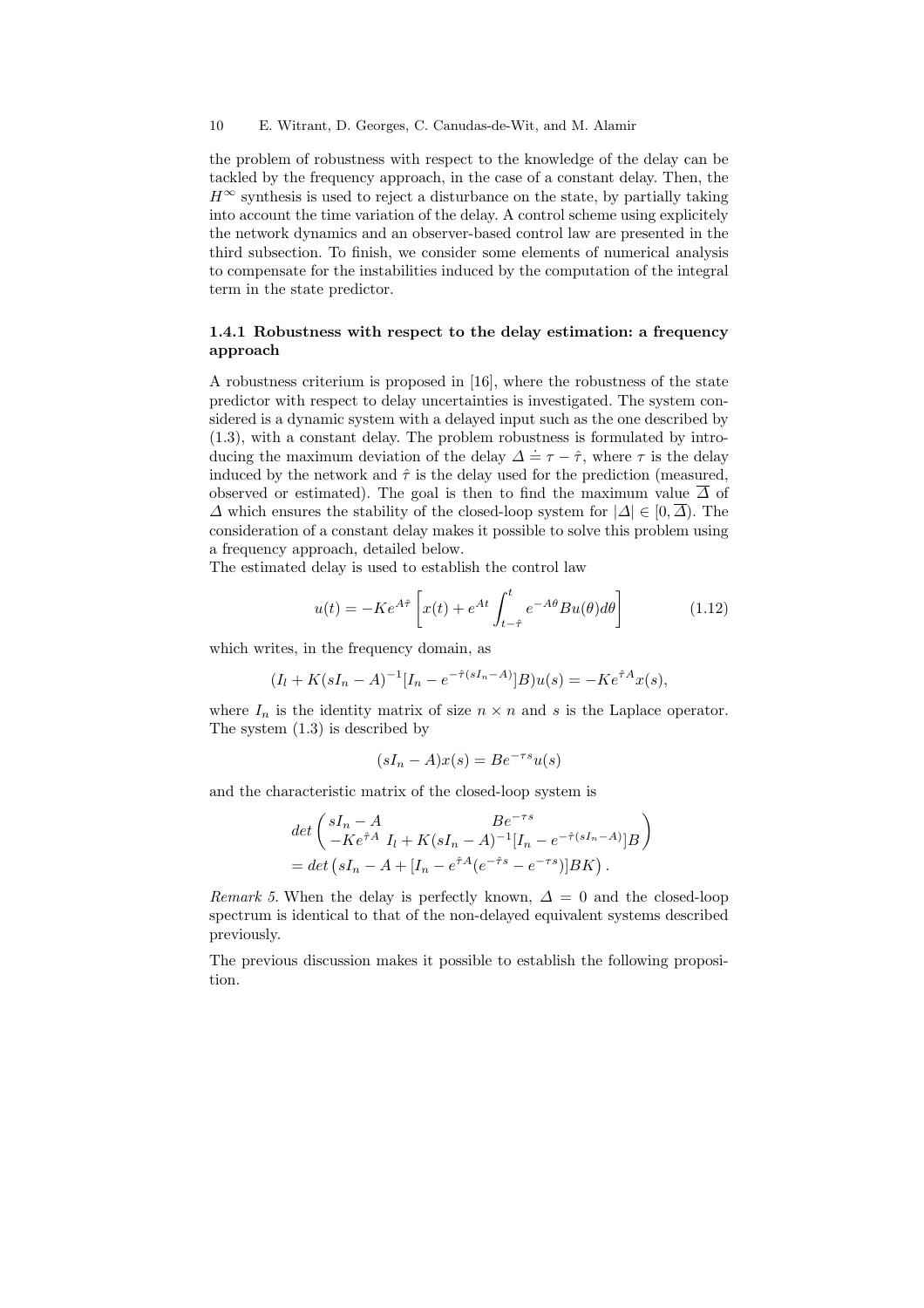the problem of robustness with respect to the knowledge of the delay can be tackled by the frequency approach, in the case of a constant delay. Then, the $H^\infty$ synthesis is used to reject a disturbance on the state, by partially taking into account the time variation of the delay. A control scheme using explicitely the network dynamics and an observer-based control law are presented in the third subsection. To finish, we consider some elements of numerical analysis to compensate for the instabilities induced by the computation of the integral term in the state predictor.

### 1.4.1 Robustness with respect to the delay estimation: a frequency approach

A robustness criterium is proposed in [16], where the robustness of the state predictor with respect to delay uncertainties is investigated. The system considered is a dynamic system with a delayed input such as the one described by (1.3), with a constant delay. The problem robustness is formulated by introducing the maximum deviation of the delay $\Delta \doteq \tau - \hat{\tau}$, where $\tau$ is the delay induced by the network and $\hat{\tau}$ is the delay used for the prediction (measured, observed or estimated). The goal is then to find the maximum value $\overline{\Delta}$ of $\Delta$ which ensures the stability of the closed-loop system for $|\Delta| \in [0, \overline{\Delta})$. The consideration of a constant delay makes it possible to solve this problem using a frequency approach, detailed below.
The estimated delay is used to establish the control law

$$u(t) = -Ke^{A\hat{\tau}} \left[ x(t) + e^{At} \int_{t-\hat{\tau}}^{t} e^{-A\theta} B u(\theta) d\theta \right] \tag{1.12}$$

which writes, in the frequency domain, as

$$(I_l + K(sI_n - A)^{-1}[I_n - e^{-\hat{\tau}(sI_n - A)}]B)u(s) = -Ke^{\hat{\tau}A}x(s),$$

where $I_n$ is the identity matrix of size $n \times n$ and $s$ is the Laplace operator. The system (1.3) is described by

$$(sI_n - A)x(s) = Be^{-\tau s}u(s)$$

and the characteristic matrix of the closed-loop system is

$$\begin{aligned}
&det \begin{pmatrix} sI_n - A & Be^{-\tau s} \\ -Ke^{\hat{\tau}A} & I_l + K(sI_n - A)^{-1}[I_n - e^{-\hat{\tau}(sI_n - A)}]B \end{pmatrix} \\
&= det\left(sI_n - A + [I_n - e^{\hat{\tau}A}(e^{-\hat{\tau}s} - e^{-\tau s})]BK\right).
\end{aligned}$$

*Remark 5.* When the delay is perfectly known, $\Delta = 0$ and the closed-loop spectrum is identical to that of the non-delayed equivalent systems described previously.

The previous discussion makes it possible to establish the following proposition.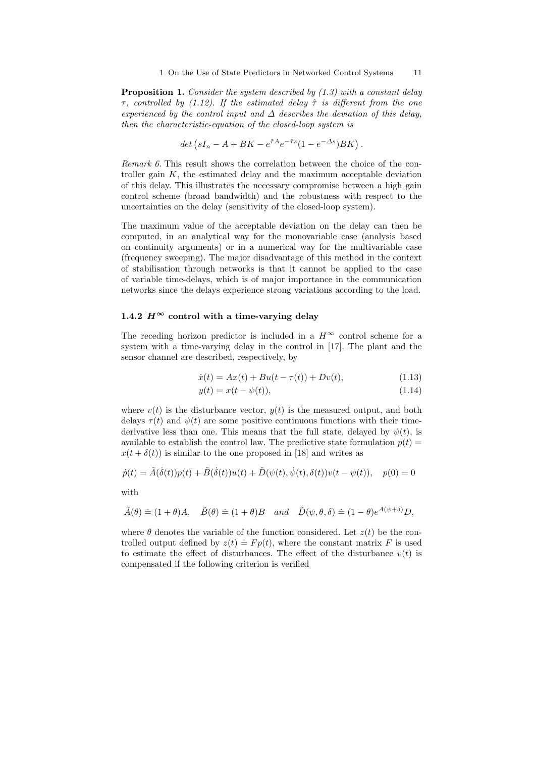**Proposition 1.** *Consider the system described by (1.3) with a constant delay $\tau$, controlled by (1.12). If the estimated delay $\hat{\tau}$ is different from the one experienced by the control input and $\Delta$ describes the deviation of this delay, then the characteristic-equation of the closed-loop system is*

$$det\left(sI_n - A + BK - e^{\hat{\tau}A}e^{-\hat{\tau}s}(1 - e^{-\Delta s})BK\right).$$

*Remark 6.* This result shows the correlation between the choice of the controller gain $K$, the estimated delay and the maximum acceptable deviation of this delay. This illustrates the necessary compromise between a high gain control scheme (broad bandwidth) and the robustness with respect to the uncertainties on the delay (sensitivity of the closed-loop system).

The maximum value of the acceptable deviation on the delay can then be computed, in an analytical way for the monovariable case (analysis based on continuity arguments) or in a numerical way for the multivariable case (frequency sweeping). The major disadvantage of this method in the context of stabilisation through networks is that it cannot be applied to the case of variable time-delays, which is of major importance in the communication networks since the delays experience strong variations according to the load.

### 1.4.2 $H^\infty$ control with a time-varying delay

The receding horizon predictor is included in a $H^\infty$ control scheme for a system with a time-varying delay in the control in [17]. The plant and the sensor channel are described, respectively, by

$$\dot{x}(t) = Ax(t) + Bu(t - \tau(t)) + Dv(t), \tag{1.13}$$

$$y(t) = x(t - \psi(t)), \tag{1.14}$$

where $v(t)$ is the disturbance vector, $y(t)$ is the measured output, and both delays $\tau(t)$ and $\psi(t)$ are some positive continuous functions with their time-derivative less than one. This means that the full state, delayed by $\psi(t)$, is available to establish the control law. The predictive state formulation $p(t) = x(t + \delta(t))$ is similar to the one proposed in [18] and writes as

$$\dot{p}(t) = \tilde{A}(\dot{\delta}(t))p(t) + \tilde{B}(\dot{\delta}(t))u(t) + \tilde{D}(\psi(t), \dot{\psi}(t), \delta(t))v(t - \psi(t)), \quad p(0) = 0$$

with

$$\tilde{A}(\theta) \doteq (1 + \theta)A, \quad \tilde{B}(\theta) \doteq (1 + \theta)B \quad and \quad \tilde{D}(\psi, \theta, \delta) \doteq (1 - \theta)e^{A(\psi + \delta)}D,$$

where $\theta$ denotes the variable of the function considered. Let $z(t)$ be the controlled output defined by $z(t) \doteq Fp(t)$, where the constant matrix $F$ is used to estimate the effect of disturbances. The effect of the disturbance $v(t)$ is compensated if the following criterion is verified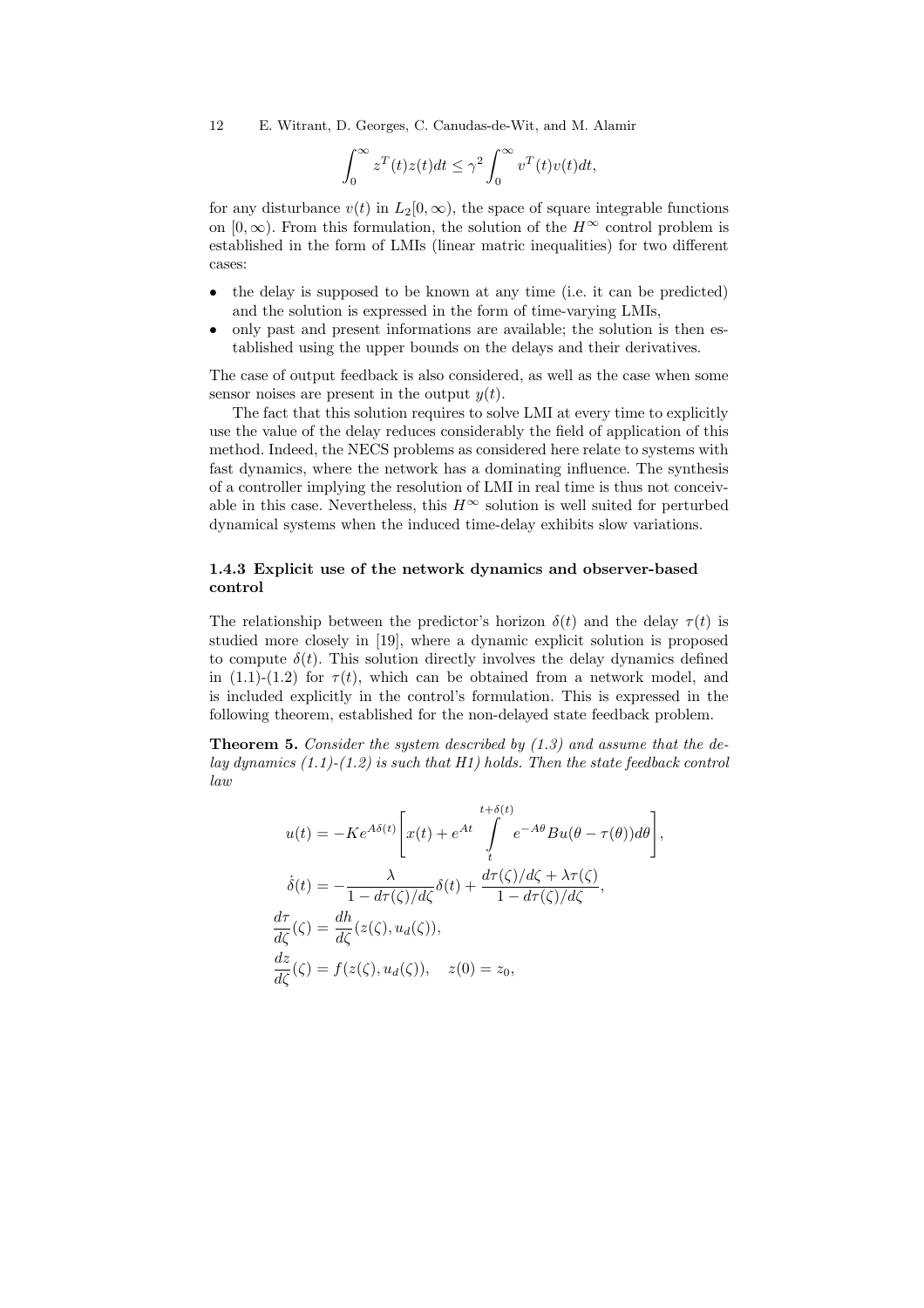$$\int_0^\infty z^T(t)z(t)dt \le \gamma^2 \int_0^\infty v^T(t)v(t)dt,$$

for any disturbance $v(t)$ in $L_2[0,\infty)$, the space of square integrable functions on $[0,\infty)$. From this formulation, the solution of the $H^\infty$ control problem is established in the form of LMIs (linear matric inequalities) for two different cases:

- the delay is supposed to be known at any time (i.e. it can be predicted) and the solution is expressed in the form of time-varying LMIs,
- only past and present informations are available; the solution is then established using the upper bounds on the delays and their derivatives.

The case of output feedback is also considered, as well as the case when some sensor noises are present in the output $y(t)$.

The fact that this solution requires to solve LMI at every time to explicitly use the value of the delay reduces considerably the field of application of this method. Indeed, the NECS problems as considered here relate to systems with fast dynamics, where the network has a dominating influence. The synthesis of a controller implying the resolution of LMI in real time is thus not conceivable in this case. Nevertheless, this $H^\infty$ solution is well suited for perturbed dynamical systems when the induced time-delay exhibits slow variations.

### 1.4.3 Explicit use of the network dynamics and observer-based control

The relationship between the predictor's horizon $\delta(t)$ and the delay $\tau(t)$ is studied more closely in [19], where a dynamic explicit solution is proposed to compute $\delta(t)$. This solution directly involves the delay dynamics defined in (1.1)-(1.2) for $\tau(t)$, which can be obtained from a network model, and is included explicitly in the control's formulation. This is expressed in the following theorem, established for the non-delayed state feedback problem.

**Theorem 5.** *Consider the system described by (1.3) and assume that the delay dynamics (1.1)-(1.2) is such that H1) holds. Then the state feedback control law*

$$u(t) = -Ke^{A\delta(t)}\left[x(t) + e^{At}\int_t^{t+\delta(t)} e^{-A\theta}Bu(\theta - \tau(\theta))d\theta\right],$$

$$\dot{\delta}(t) = -\frac{\lambda}{1 - d\tau(\zeta)/d\zeta}\delta(t) + \frac{d\tau(\zeta)/d\zeta + \lambda\tau(\zeta)}{1 - d\tau(\zeta)/d\zeta},$$

$$\frac{d\tau}{d\zeta}(\zeta) = \frac{dh}{d\zeta}(z(\zeta), u_d(\zeta)),$$

$$\frac{dz}{d\zeta}(\zeta) = f(z(\zeta), u_d(\zeta)), \quad z(0) = z_0,$$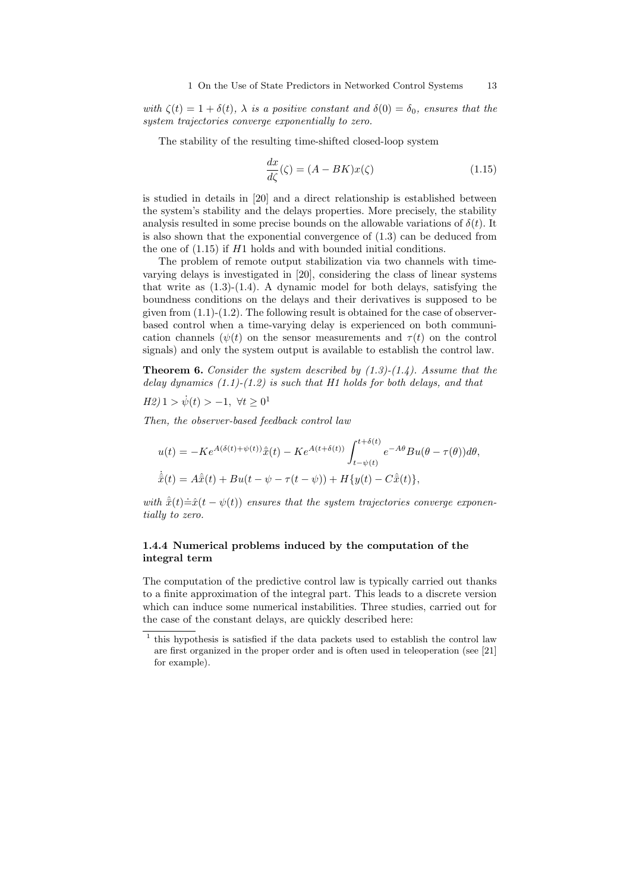*with $\zeta(t) = 1 + \delta(t)$, $\lambda$ is a positive constant and $\delta(0) = \delta_0$, ensures that the system trajectories converge exponentially to zero.*

The stability of the resulting time-shifted closed-loop system

$$\frac{dx}{d\zeta}(\zeta) = (A - BK)x(\zeta) \tag{1.15}$$

is studied in details in [20] and a direct relationship is established between the system's stability and the delays properties. More precisely, the stability analysis resulted in some precise bounds on the allowable variations of $\delta(t)$. It is also shown that the exponential convergence of (1.3) can be deduced from the one of (1.15) if $H1$ holds and with bounded initial conditions.

The problem of remote output stabilization via two channels with time-varying delays is investigated in [20], considering the class of linear systems that write as (1.3)-(1.4). A dynamic model for both delays, satisfying the boundness conditions on the delays and their derivatives is supposed to be given from (1.1)-(1.2). The following result is obtained for the case of observer-based control when a time-varying delay is experienced on both communication channels ($\psi(t)$ on the sensor measurements and $\tau(t)$ on the control signals) and only the system output is available to establish the control law.

**Theorem 6.** *Consider the system described by (1.3)-(1.4). Assume that the delay dynamics (1.1)-(1.2) is such that H1 holds for both delays, and that*

*H2)* $1 > \dot{\psi}(t) > -1, \ \forall t \geq 0$[1]

*Then, the observer-based feedback control law*

$$u(t) = -Ke^{A(\delta(t)+\psi(t))}\hat{\bar{x}}(t) - Ke^{A(t+\delta(t))}\int_{t-\psi(t)}^{t+\delta(t)} e^{-A\theta}Bu(\theta - \tau(\theta))d\theta,$$

$$\dot{\hat{\bar{x}}}(t) = A\hat{\bar{x}}(t) + Bu(t - \psi - \tau(t - \psi)) + H\{y(t) - C\hat{\bar{x}}(t)\},$$

*with $\hat{\bar{x}}(t) \doteq \hat{x}(t - \psi(t))$ ensures that the system trajectories converge exponentially to zero.*

### 1.4.4 Numerical problems induced by the computation of the integral term

The computation of the predictive control law is typically carried out thanks to a finite approximation of the integral part. This leads to a discrete version which can induce some numerical instabilities. Three studies, carried out for the case of the constant delays, are quickly described here:

[1] this hypothesis is satisfied if the data packets used to establish the control law are first organized in the proper order and is often used in teleoperation (see [21] for example).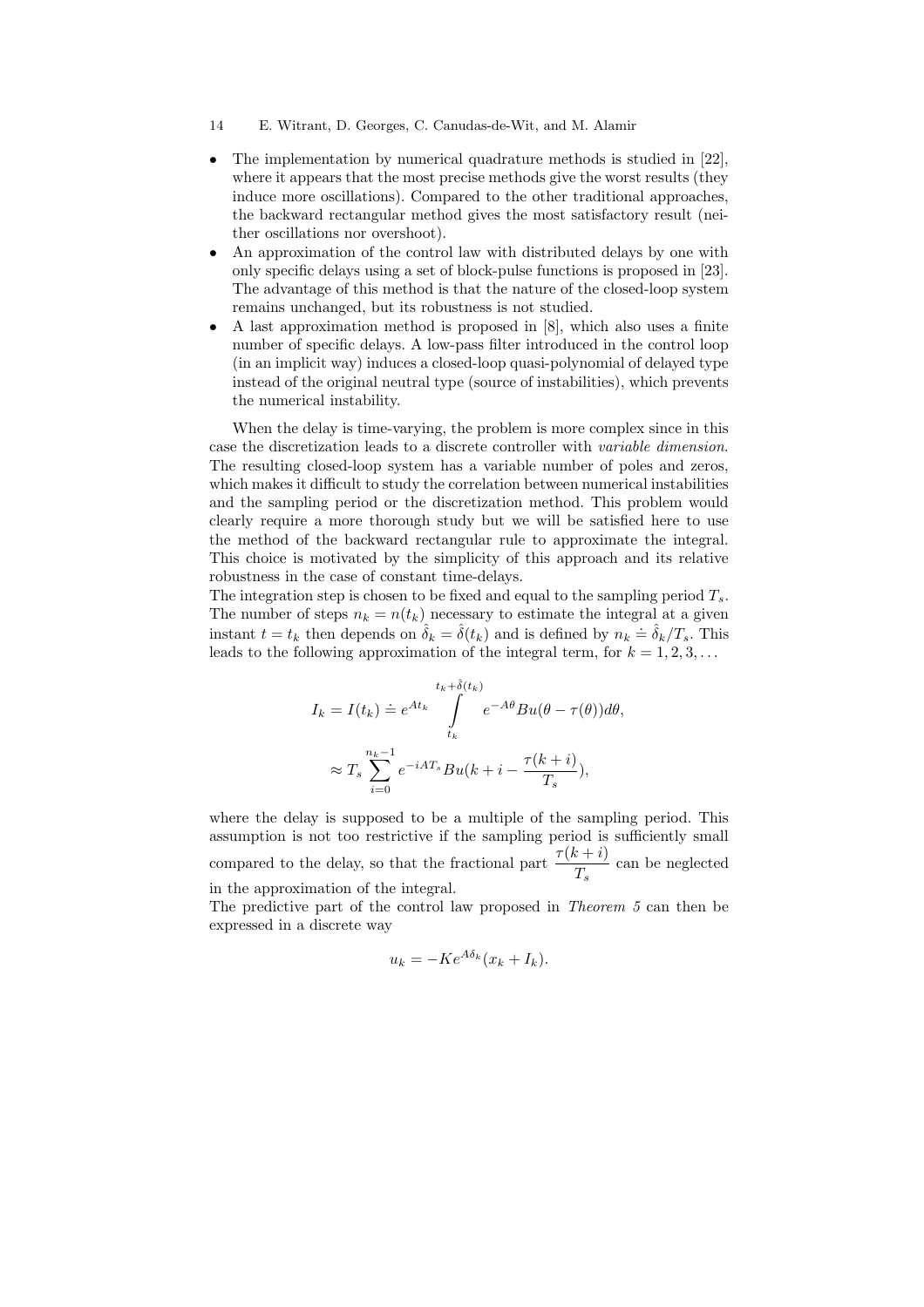- The implementation by numerical quadrature methods is studied in [22], where it appears that the most precise methods give the worst results (they induce more oscillations). Compared to the other traditional approaches, the backward rectangular method gives the most satisfactory result (neither oscillations nor overshoot).
- An approximation of the control law with distributed delays by one with only specific delays using a set of block-pulse functions is proposed in [23]. The advantage of this method is that the nature of the closed-loop system remains unchanged, but its robustness is not studied.
- A last approximation method is proposed in [8], which also uses a finite number of specific delays. A low-pass filter introduced in the control loop (in an implicit way) induces a closed-loop quasi-polynomial of delayed type instead of the original neutral type (source of instabilities), which prevents the numerical instability.

When the delay is time-varying, the problem is more complex since in this case the discretization leads to a discrete controller with *variable dimension*. The resulting closed-loop system has a variable number of poles and zeros, which makes it difficult to study the correlation between numerical instabilities and the sampling period or the discretization method. This problem would clearly require a more thorough study but we will be satisfied here to use the method of the backward rectangular rule to approximate the integral. This choice is motivated by the simplicity of this approach and its relative robustness in the case of constant time-delays.
The integration step is chosen to be fixed and equal to the sampling period $T_s$. The number of steps $n_k = n(t_k)$ necessary to estimate the integral at a given instant $t = t_k$ then depends on $\hat{\delta}_k = \hat{\delta}(t_k)$ and is defined by $n_k \doteq \hat{\delta}_k / T_s$. This leads to the following approximation of the integral term, for $k = 1, 2, 3, \ldots$

$$I_k = I(t_k) \doteq e^{At_k} \int_{t_k}^{t_k + \hat{\delta}(t_k)} e^{-A\theta} Bu(\theta - \tau(\theta)) d\theta,$$

$$\approx T_s \sum_{i=0}^{n_k - 1} e^{-iAT_s} Bu(k + i - \frac{\tau(k+i)}{T_s}),$$

where the delay is supposed to be a multiple of the sampling period. This assumption is not too restrictive if the sampling period is sufficiently small compared to the delay, so that the fractional part $\dfrac{\tau(k+i)}{T_s}$ can be neglected in the approximation of the integral.
The predictive part of the control law proposed in *Theorem 5* can then be expressed in a discrete way

$$u_k = -Ke^{A\delta_k}(x_k + I_k).$$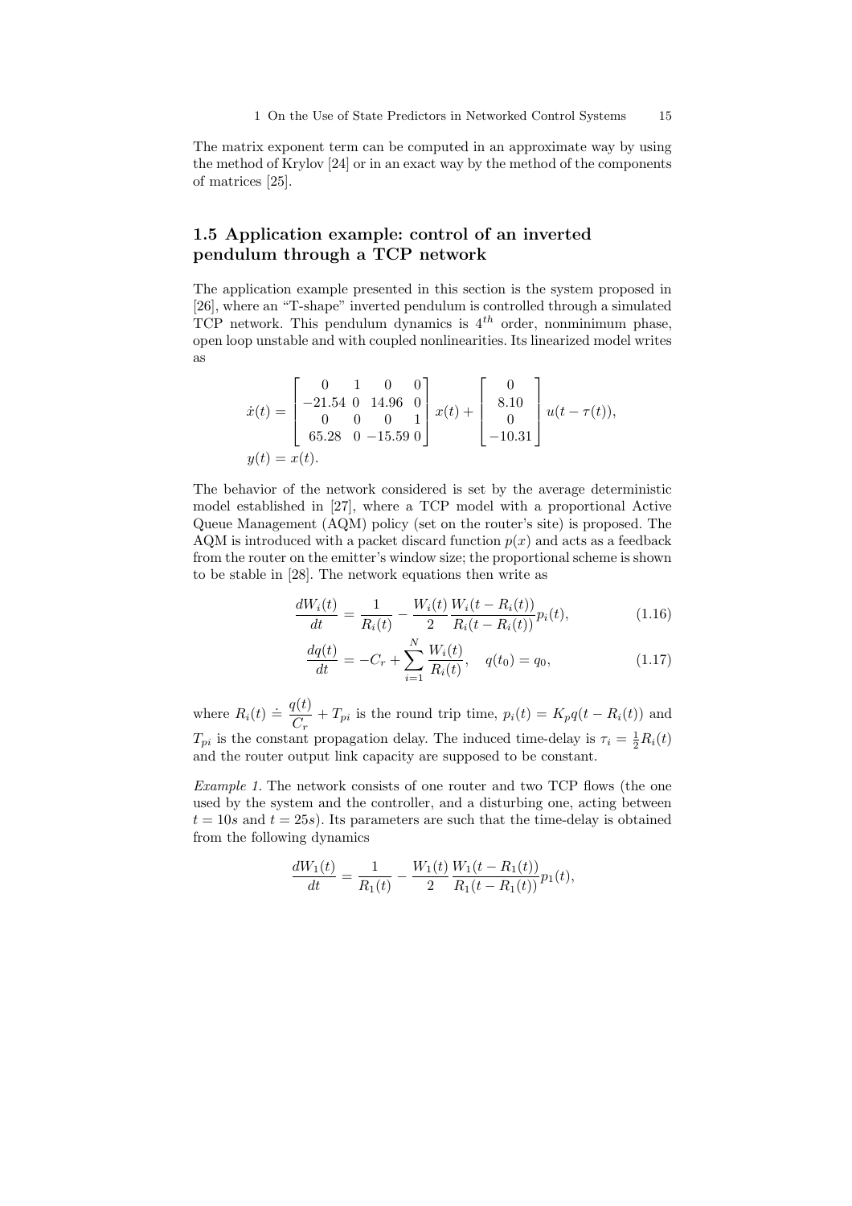The matrix exponent term can be computed in an approximate way by using the method of Krylov [24] or in an exact way by the method of the components of matrices [25].

## 1.5 Application example: control of an inverted pendulum through a TCP network

The application example presented in this section is the system proposed in [26], where an "T-shape" inverted pendulum is controlled through a simulated TCP network. This pendulum dynamics is $4^{th}$ order, nonminimum phase, open loop unstable and with coupled nonlinearities. Its linearized model writes as

$$
\begin{aligned}
\dot{x}(t) &= \begin{bmatrix} 0 & 1 & 0 & 0 \\ -21.54 & 0 & 14.96 & 0 \\ 0 & 0 & 0 & 1 \\ 65.28 & 0 & -15.59 & 0 \end{bmatrix} x(t) + \begin{bmatrix} 0 \\ 8.10 \\ 0 \\ -10.31 \end{bmatrix} u(t-\tau(t)), \\
y(t) &= x(t).
\end{aligned}
$$

The behavior of the network considered is set by the average deterministic model established in [27], where a TCP model with a proportional Active Queue Management (AQM) policy (set on the router's site) is proposed. The AQM is introduced with a packet discard function $p(x)$ and acts as a feedback from the router on the emitter's window size; the proportional scheme is shown to be stable in [28]. The network equations then write as

$$
\frac{dW_i(t)}{dt} = \frac{1}{R_i(t)} - \frac{W_i(t)}{2}\frac{W_i(t-R_i(t))}{R_i(t-R_i(t))}p_i(t), \tag{1.16}
$$

$$
\frac{dq(t)}{dt} = -C_r + \sum_{i=1}^{N} \frac{W_i(t)}{R_i(t)}, \quad q(t_0) = q_0, \tag{1.17}
$$

where $R_i(t) \doteq \dfrac{q(t)}{C_r} + T_{pi}$ is the round trip time, $p_i(t) = K_p q(t - R_i(t))$ and $T_{pi}$ is the constant propagation delay. The induced time-delay is $\tau_i = \frac{1}{2}R_i(t)$ and the router output link capacity are supposed to be constant.

*Example 1.* The network consists of one router and two TCP flows (the one used by the system and the controller, and a disturbing one, acting between $t = 10s$ and $t = 25s$). Its parameters are such that the time-delay is obtained from the following dynamics

$$
\frac{dW_1(t)}{dt} = \frac{1}{R_1(t)} - \frac{W_1(t)}{2}\frac{W_1(t-R_1(t))}{R_1(t-R_1(t))}p_1(t),
$$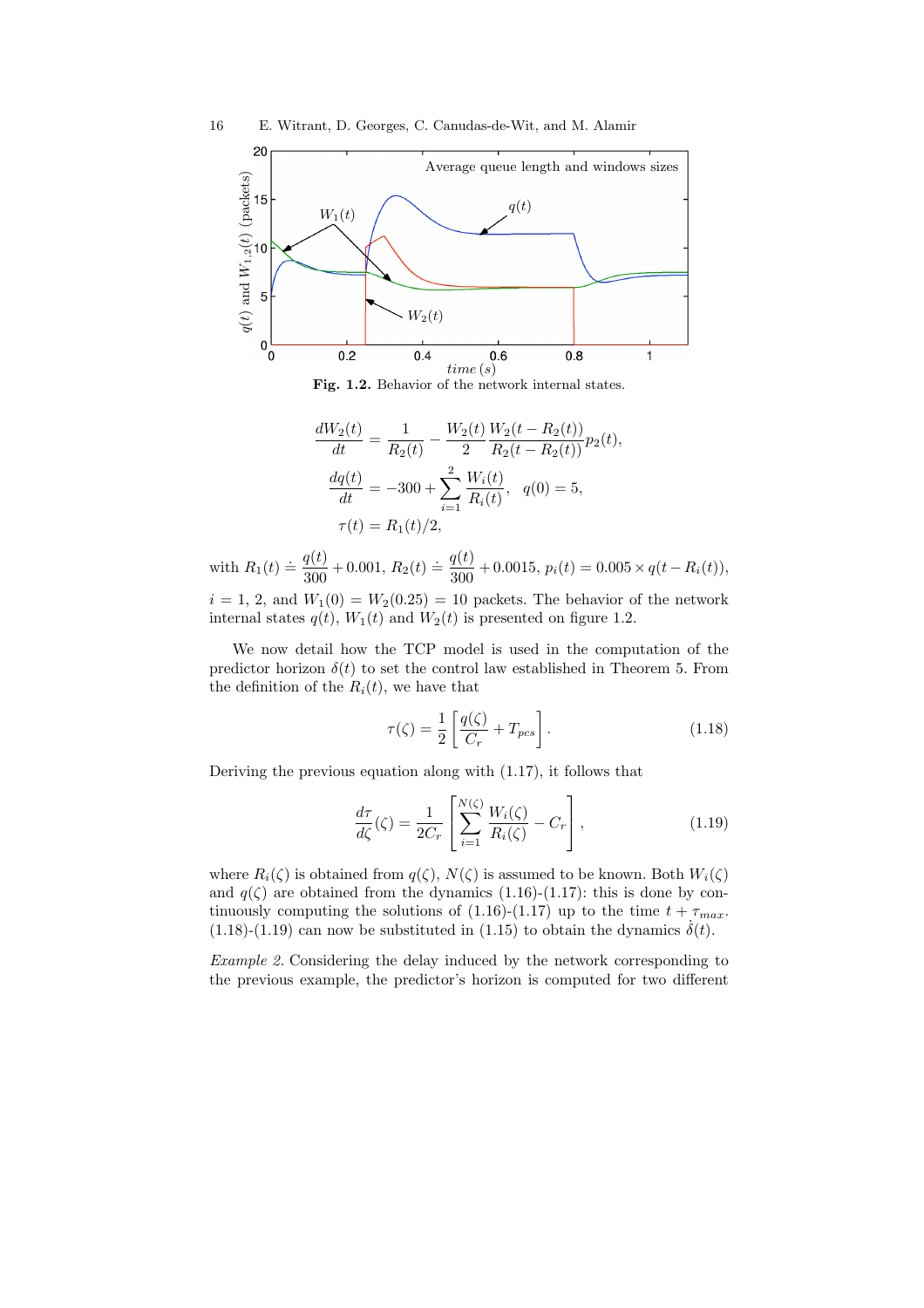**Fig. 1.2.** Behavior of the network internal states.

$$
\begin{aligned}
\frac{dW_2(t)}{dt} &= \frac{1}{R_2(t)} - \frac{W_2(t)}{2}\frac{W_2(t-R_2(t))}{R_2(t-R_2(t))}p_2(t),\\
\frac{dq(t)}{dt} &= -300 + \sum_{i=1}^{2}\frac{W_i(t)}{R_i(t)}, \quad q(0)=5,\\
\tau(t) &= R_1(t)/2,
\end{aligned}
$$

with $R_1(t) \doteq \dfrac{q(t)}{300} + 0.001$, $R_2(t) \doteq \dfrac{q(t)}{300} + 0.0015$, $p_i(t) = 0.005 \times q(t - R_i(t))$, $i = 1, 2$, and $W_1(0) = W_2(0.25) = 10$ packets. The behavior of the network internal states $q(t)$, $W_1(t)$ and $W_2(t)$ is presented on figure 1.2.

We now detail how the TCP model is used in the computation of the predictor horizon $\delta(t)$ to set the control law established in Theorem 5. From the definition of the $R_i(t)$, we have that

$$
\tau(\zeta) = \frac{1}{2}\left[\frac{q(\zeta)}{C_r} + T_{pcs}\right]. \tag{1.18}
$$

Deriving the previous equation along with (1.17), it follows that

$$
\frac{d\tau}{d\zeta}(\zeta) = \frac{1}{2C_r}\left[\sum_{i=1}^{N(\zeta)}\frac{W_i(\zeta)}{R_i(\zeta)} - C_r\right], \tag{1.19}
$$

where $R_i(\zeta)$ is obtained from $q(\zeta)$, $N(\zeta)$ is assumed to be known. Both $W_i(\zeta)$ and $q(\zeta)$ are obtained from the dynamics (1.16)-(1.17): this is done by continuously computing the solutions of (1.16)-(1.17) up to the time $t + \tau_{max}$. (1.18)-(1.19) can now be substituted in (1.15) to obtain the dynamics $\dot{\delta}(t)$.

*Example 2.* Considering the delay induced by the network corresponding to the previous example, the predictor's horizon is computed for two different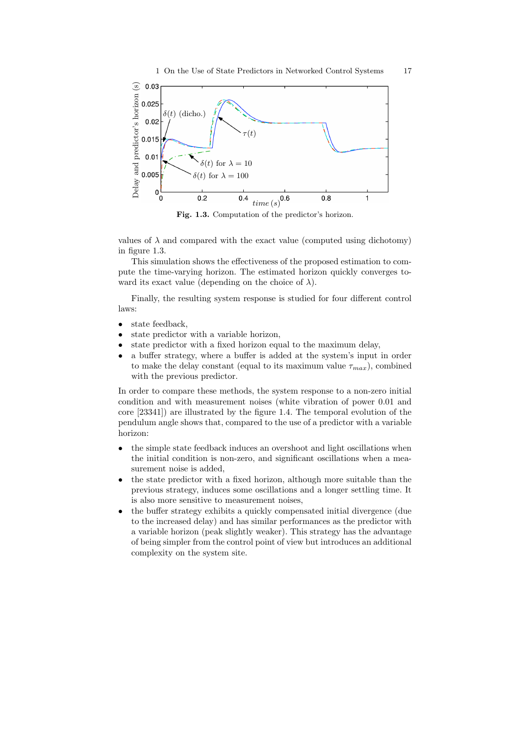Fig. 1.3. Computation of the predictor's horizon.

values of $\lambda$ and compared with the exact value (computed using dichotomy) in figure 1.3.

This simulation shows the effectiveness of the proposed estimation to compute the time-varying horizon. The estimated horizon quickly converges toward its exact value (depending on the choice of $\lambda$).

Finally, the resulting system response is studied for four different control laws:

- state feedback,
- state predictor with a variable horizon,
- state predictor with a fixed horizon equal to the maximum delay,
- a buffer strategy, where a buffer is added at the system's input in order to make the delay constant (equal to its maximum value $\tau_{max}$), combined with the previous predictor.

In order to compare these methods, the system response to a non-zero initial condition and with measurement noises (white vibration of power 0.01 and core [23341]) are illustrated by the figure 1.4. The temporal evolution of the pendulum angle shows that, compared to the use of a predictor with a variable horizon:

- the simple state feedback induces an overshoot and light oscillations when the initial condition is non-zero, and significant oscillations when a measurement noise is added,
- the state predictor with a fixed horizon, although more suitable than the previous strategy, induces some oscillations and a longer settling time. It is also more sensitive to measurement noises,
- the buffer strategy exhibits a quickly compensated initial divergence (due to the increased delay) and has similar performances as the predictor with a variable horizon (peak slightly weaker). This strategy has the advantage of being simpler from the control point of view but introduces an additional complexity on the system site.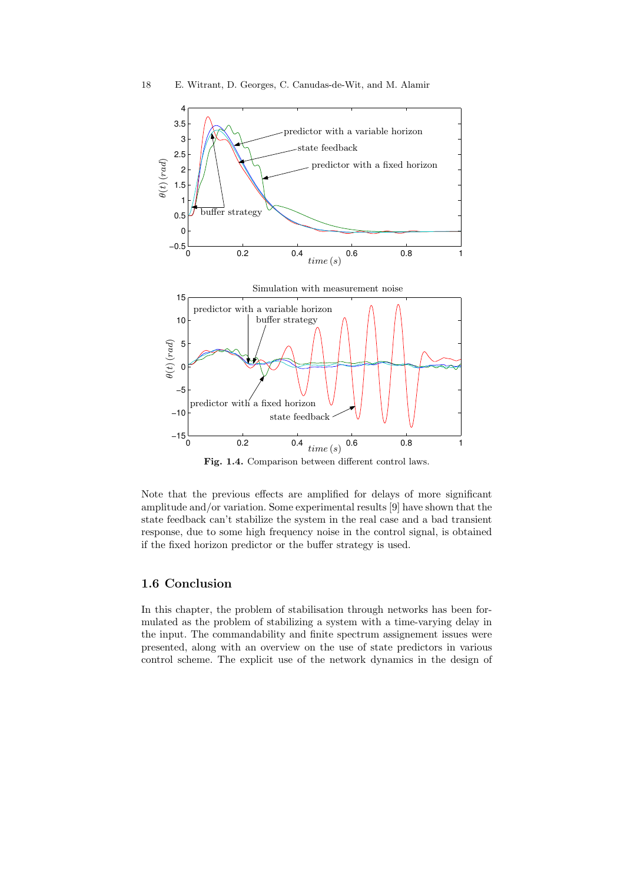**Fig. 1.4.** Comparison between different control laws.

Note that the previous effects are amplified for delays of more significant amplitude and/or variation. Some experimental results [9] have shown that the state feedback can't stabilize the system in the real case and a bad transient response, due to some high frequency noise in the control signal, is obtained if the fixed horizon predictor or the buffer strategy is used.

## 1.6 Conclusion

In this chapter, the problem of stabilisation through networks has been formulated as the problem of stabilizing a system with a time-varying delay in the input. The commandability and finite spectrum assignement issues were presented, along with an overview on the use of state predictors in various control scheme. The explicit use of the network dynamics in the design of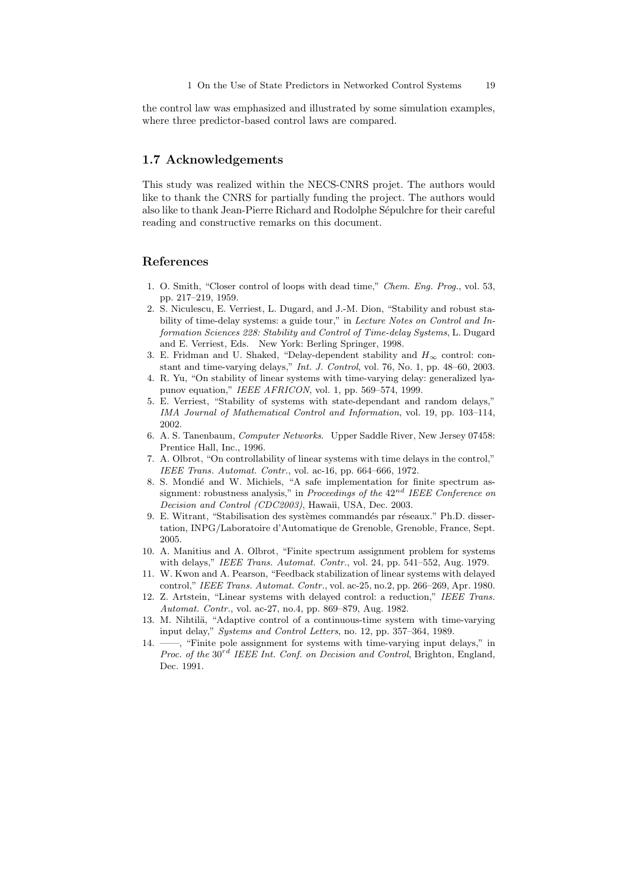the control law was emphasized and illustrated by some simulation examples, where three predictor-based control laws are compared.

## 1.7 Acknowledgements

This study was realized within the NECS-CNRS projet. The authors would like to thank the CNRS for partially funding the project. The authors would also like to thank Jean-Pierre Richard and Rodolphe Sépulchre for their careful reading and constructive remarks on this document.

## References

1. O. Smith, "Closer control of loops with dead time," *Chem. Eng. Prog.*, vol. 53, pp. 217–219, 1959.
2. S. Niculescu, E. Verriest, L. Dugard, and J.-M. Dion, "Stability and robust stability of time-delay systems: a guide tour," in *Lecture Notes on Control and Information Sciences 228: Stability and Control of Time-delay Systems*, L. Dugard and E. Verriest, Eds. New York: Berling Springer, 1998.
3. E. Fridman and U. Shaked, "Delay-dependent stability and $H_\infty$ control: constant and time-varying delays," *Int. J. Control*, vol. 76, No. 1, pp. 48–60, 2003.
4. R. Yu, "On stability of linear systems with time-varying delay: generalized lyapunov equation," *IEEE AFRICON*, vol. 1, pp. 569–574, 1999.
5. E. Verriest, "Stability of systems with state-dependant and random delays," *IMA Journal of Mathematical Control and Information*, vol. 19, pp. 103–114, 2002.
6. A. S. Tanenbaum, *Computer Networks*. Upper Saddle River, New Jersey 07458: Prentice Hall, Inc., 1996.
7. A. Olbrot, "On controllability of linear systems with time delays in the control," *IEEE Trans. Automat. Contr.*, vol. ac-16, pp. 664–666, 1972.
8. S. Mondié and W. Michiels, "A safe implementation for finite spectrum assignment: robustness analysis," in *Proceedings of the* $42^{nd}$ *IEEE Conference on Decision and Control (CDC2003)*, Hawaii, USA, Dec. 2003.
9. E. Witrant, "Stabilisation des systèmes commandés par réseaux." Ph.D. dissertation, INPG/Laboratoire d'Automatique de Grenoble, Grenoble, France, Sept. 2005.
10. A. Manitius and A. Olbrot, "Finite spectrum assignment problem for systems with delays," *IEEE Trans. Automat. Contr.*, vol. 24, pp. 541–552, Aug. 1979.
11. W. Kwon and A. Pearson, "Feedback stabilization of linear systems with delayed control," *IEEE Trans. Automat. Contr.*, vol. ac-25, no.2, pp. 266–269, Apr. 1980.
12. Z. Artstein, "Linear systems with delayed control: a reduction," *IEEE Trans. Automat. Contr.*, vol. ac-27, no.4, pp. 869–879, Aug. 1982.
13. M. Nihtilä, "Adaptive control of a continuous-time system with time-varying input delay," *Systems and Control Letters*, no. 12, pp. 357–364, 1989.
14. ——, "Finite pole assignment for systems with time-varying input delays," in *Proc. of the* $30^{rd}$ *IEEE Int. Conf. on Decision and Control*, Brighton, England, Dec. 1991.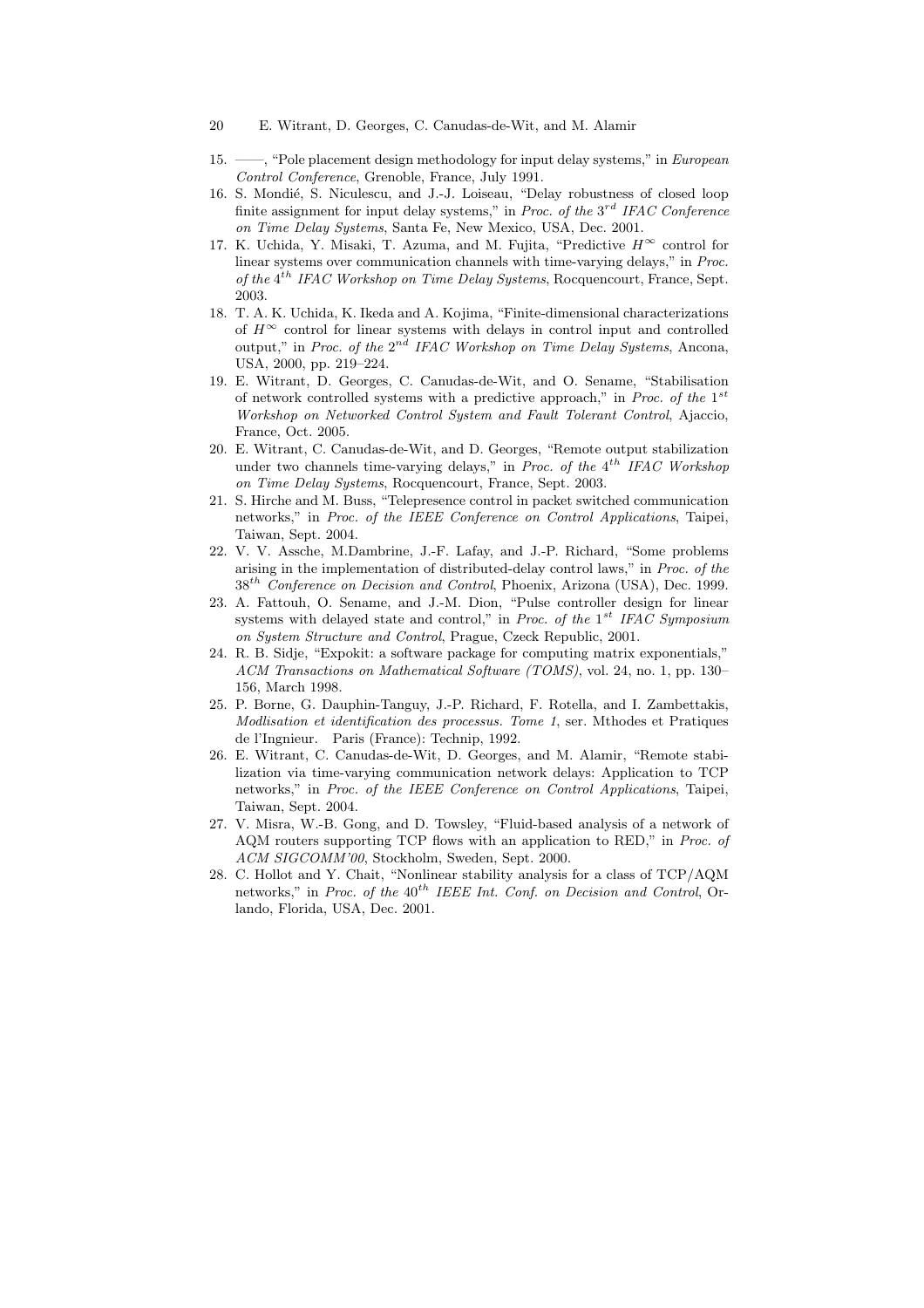15. ——, "Pole placement design methodology for input delay systems," in *European Control Conference*, Grenoble, France, July 1991.
16. S. Mondié, S. Niculescu, and J.-J. Loiseau, "Delay robustness of closed loop finite assignment for input delay systems," in *Proc. of the* $3^{rd}$ *IFAC Conference on Time Delay Systems*, Santa Fe, New Mexico, USA, Dec. 2001.
17. K. Uchida, Y. Misaki, T. Azuma, and M. Fujita, "Predictive $H^\infty$ control for linear systems over communication channels with time-varying delays," in *Proc. of the* $4^{th}$ *IFAC Workshop on Time Delay Systems*, Rocquencourt, France, Sept. 2003.
18. T. A. K. Uchida, K. Ikeda and A. Kojima, "Finite-dimensional characterizations of $H^\infty$ control for linear systems with delays in control input and controlled output," in *Proc. of the* $2^{nd}$ *IFAC Workshop on Time Delay Systems*, Ancona, USA, 2000, pp. 219–224.
19. E. Witrant, D. Georges, C. Canudas-de-Wit, and O. Sename, "Stabilisation of network controlled systems with a predictive approach," in *Proc. of the* $1^{st}$ *Workshop on Networked Control System and Fault Tolerant Control*, Ajaccio, France, Oct. 2005.
20. E. Witrant, C. Canudas-de-Wit, and D. Georges, "Remote output stabilization under two channels time-varying delays," in *Proc. of the* $4^{th}$ *IFAC Workshop on Time Delay Systems*, Rocquencourt, France, Sept. 2003.
21. S. Hirche and M. Buss, "Telepresence control in packet switched communication networks," in *Proc. of the IEEE Conference on Control Applications*, Taipei, Taiwan, Sept. 2004.
22. V. V. Assche, M.Dambrine, J.-F. Lafay, and J.-P. Richard, "Some problems arising in the implementation of distributed-delay control laws," in *Proc. of the* $38^{th}$ *Conference on Decision and Control*, Phoenix, Arizona (USA), Dec. 1999.
23. A. Fattouh, O. Sename, and J.-M. Dion, "Pulse controller design for linear systems with delayed state and control," in *Proc. of the* $1^{st}$ *IFAC Symposium on System Structure and Control*, Prague, Czeck Republic, 2001.
24. R. B. Sidje, "Expokit: a software package for computing matrix exponentials," *ACM Transactions on Mathematical Software (TOMS)*, vol. 24, no. 1, pp. 130–156, March 1998.
25. P. Borne, G. Dauphin-Tanguy, J.-P. Richard, F. Rotella, and I. Zambettakis, *Modlisation et identification des processus. Tome 1*, ser. Mthodes et Pratiques de l'Ingnieur. Paris (France): Technip, 1992.
26. E. Witrant, C. Canudas-de-Wit, D. Georges, and M. Alamir, "Remote stabilization via time-varying communication network delays: Application to TCP networks," in *Proc. of the IEEE Conference on Control Applications*, Taipei, Taiwan, Sept. 2004.
27. V. Misra, W.-B. Gong, and D. Towsley, "Fluid-based analysis of a network of AQM routers supporting TCP flows with an application to RED," in *Proc. of ACM SIGCOMM'00*, Stockholm, Sweden, Sept. 2000.
28. C. Hollot and Y. Chait, "Nonlinear stability analysis for a class of TCP/AQM networks," in *Proc. of the* $40^{th}$ *IEEE Int. Conf. on Decision and Control*, Orlando, Florida, USA, Dec. 2001.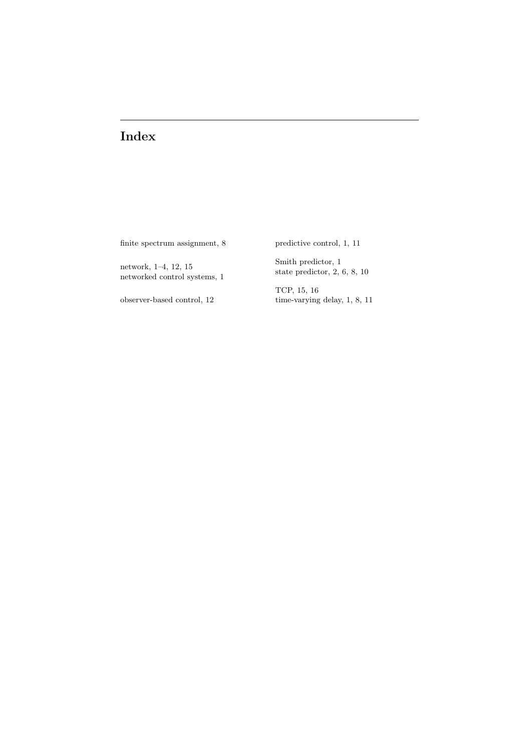# Index

finite spectrum assignment, 8

network, 1–4, 12, 15
networked control systems, 1

observer-based control, 12

predictive control, 1, 11

Smith predictor, 1
state predictor, 2, 6, 8, 10

TCP, 15, 16
time-varying delay, 1, 8, 11